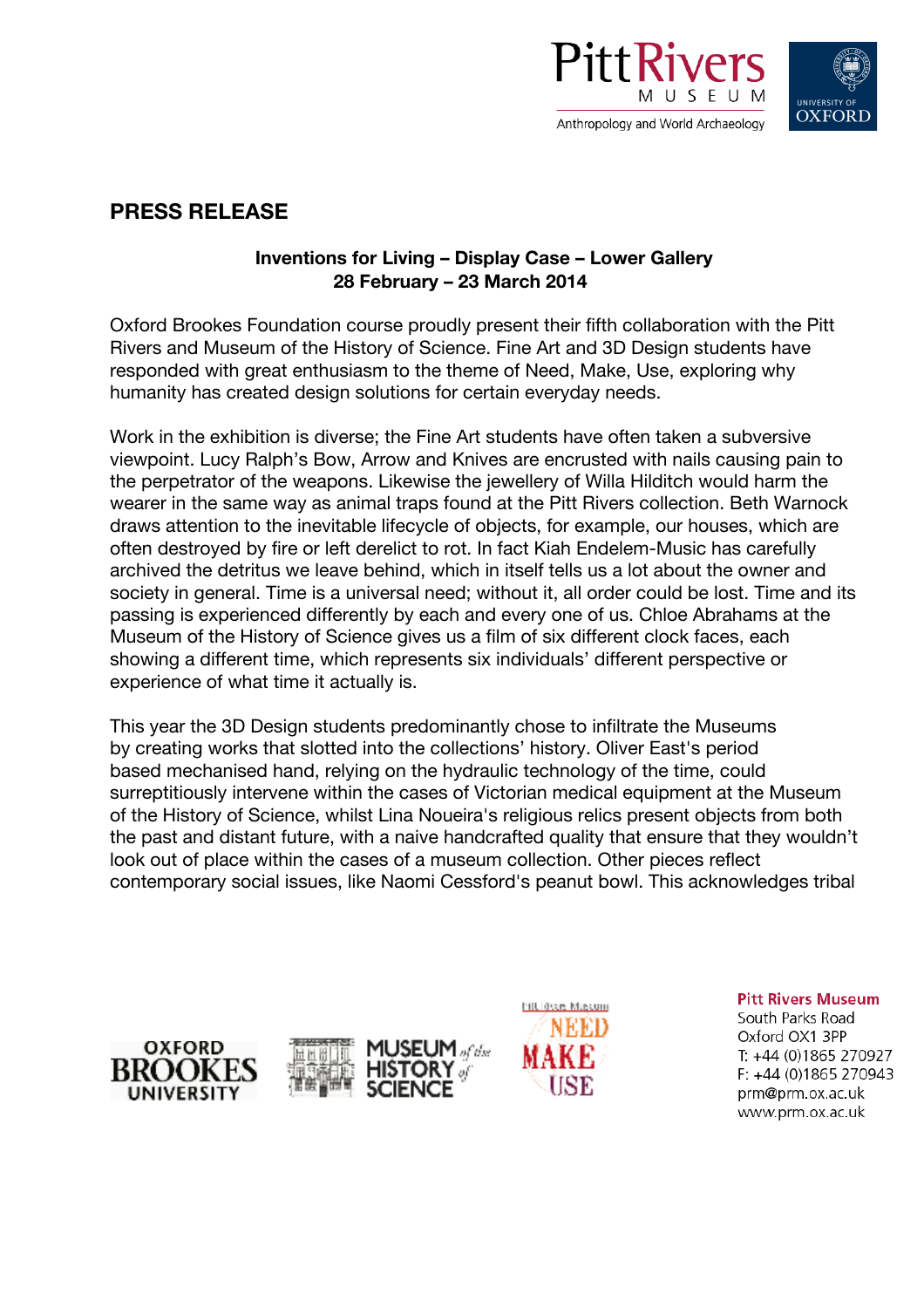# PRESS RELEASE

**Inventions for Living – Display Case – Lower Gallery**
**28 February – 23 March 2014**

Oxford Brookes Foundation course proudly present their fifth collaboration with the Pitt Rivers and Museum of the History of Science. Fine Art and 3D Design students have responded with great enthusiasm to the theme of Need, Make, Use, exploring why humanity has created design solutions for certain everyday needs.

Work in the exhibition is diverse; the Fine Art students have often taken a subversive viewpoint. Lucy Ralph's Bow, Arrow and Knives are encrusted with nails causing pain to the perpetrator of the weapons. Likewise the jewellery of Willa Hilditch would harm the wearer in the same way as animal traps found at the Pitt Rivers collection. Beth Warnock draws attention to the inevitable lifecycle of objects, for example, our houses, which are often destroyed by fire or left derelict to rot. In fact Kiah Endelem-Music has carefully archived the detritus we leave behind, which in itself tells us a lot about the owner and society in general. Time is a universal need; without it, all order could be lost. Time and its passing is experienced differently by each and every one of us. Chloe Abrahams at the Museum of the History of Science gives us a film of six different clock faces, each showing a different time, which represents six individuals' different perspective or experience of what time it actually is.

This year the 3D Design students predominantly chose to infiltrate the Museums by creating works that slotted into the collections' history. Oliver East's period based mechanised hand, relying on the hydraulic technology of the time, could surreptitiously intervene within the cases of Victorian medical equipment at the Museum of the History of Science, whilst Lina Noueira's religious relics present objects from both the past and distant future, with a naive handcrafted quality that ensure that they wouldn't look out of place within the cases of a museum collection. Other pieces reflect contemporary social issues, like Naomi Cessford's peanut bowl. This acknowledges tribal

**Pitt Rivers Museum**
South Parks Road
Oxford OX1 3PP
T: +44 (0)1865 270927
F: +44 (0)1865 270943
prm@prm.ox.ac.uk
www.prm.ox.ac.uk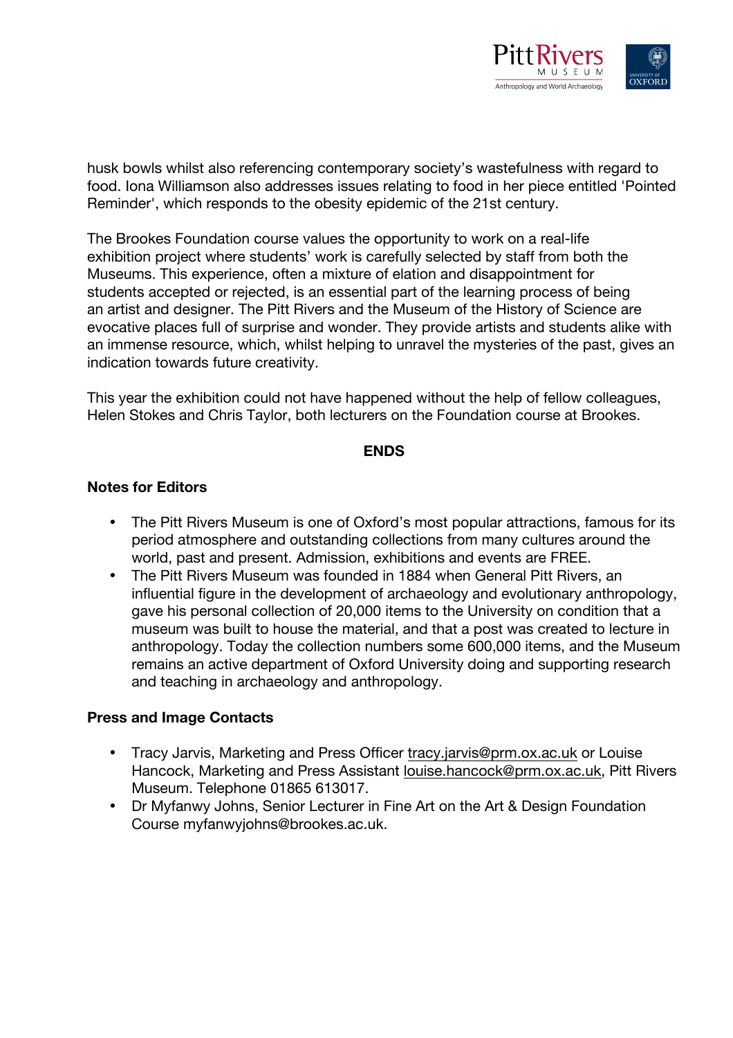husk bowls whilst also referencing contemporary society's wastefulness with regard to food. Iona Williamson also addresses issues relating to food in her piece entitled 'Pointed Reminder', which responds to the obesity epidemic of the 21st century.

The Brookes Foundation course values the opportunity to work on a real-life exhibition project where students' work is carefully selected by staff from both the Museums. This experience, often a mixture of elation and disappointment for students accepted or rejected, is an essential part of the learning process of being an artist and designer. The Pitt Rivers and the Museum of the History of Science are evocative places full of surprise and wonder. They provide artists and students alike with an immense resource, which, whilst helping to unravel the mysteries of the past, gives an indication towards future creativity.

This year the exhibition could not have happened without the help of fellow colleagues, Helen Stokes and Chris Taylor, both lecturers on the Foundation course at Brookes.

**ENDS**

**Notes for Editors**

- The Pitt Rivers Museum is one of Oxford's most popular attractions, famous for its period atmosphere and outstanding collections from many cultures around the world, past and present. Admission, exhibitions and events are FREE.
- The Pitt Rivers Museum was founded in 1884 when General Pitt Rivers, an influential figure in the development of archaeology and evolutionary anthropology, gave his personal collection of 20,000 items to the University on condition that a museum was built to house the material, and that a post was created to lecture in anthropology. Today the collection numbers some 600,000 items, and the Museum remains an active department of Oxford University doing and supporting research and teaching in archaeology and anthropology.

**Press and Image Contacts**

- Tracy Jarvis, Marketing and Press Officer tracy.jarvis@prm.ox.ac.uk or Louise Hancock, Marketing and Press Assistant louise.hancock@prm.ox.ac.uk, Pitt Rivers Museum. Telephone 01865 613017.
- Dr Myfanwy Johns, Senior Lecturer in Fine Art on the Art & Design Foundation Course myfanwyjohns@brookes.ac.uk.